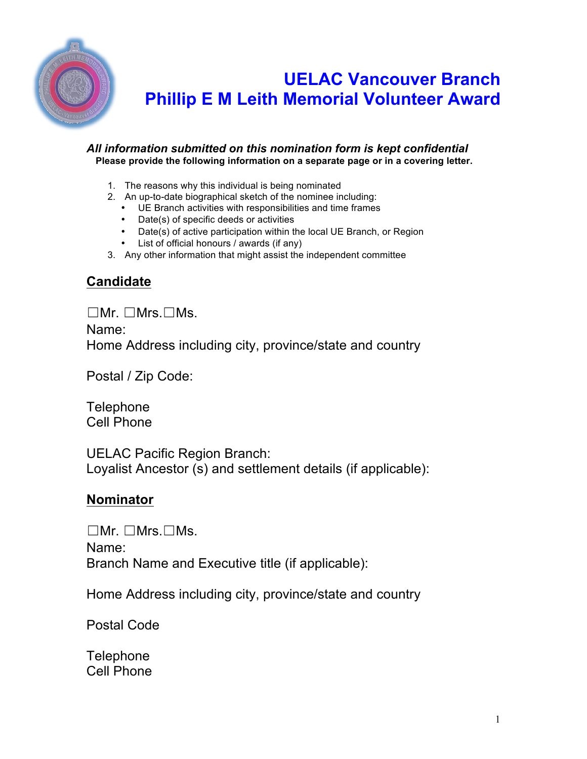# UELAC Vancouver Branch
# Phillip E M Leith Memorial Volunteer Award

***All information submitted on this nomination form is kept confidential***

**Please provide the following information on a separate page or in a covering letter.**

1. The reasons why this individual is being nominated
2. An up-to-date biographical sketch of the nominee including:
   - UE Branch activities with responsibilities and time frames
   - Date(s) of specific deeds or activities
   - Date(s) of active participation within the local UE Branch, or Region
   - List of official honours / awards (if any)
3. Any other information that might assist the independent committee

## Candidate

☐Mr. ☐Mrs.☐Ms.

Name:

Home Address including city, province/state and country

Postal / Zip Code:

Telephone

Cell Phone

UELAC Pacific Region Branch:

Loyalist Ancestor (s) and settlement details (if applicable):

## Nominator

☐Mr. ☐Mrs.☐Ms.

Name:

Branch Name and Executive title (if applicable):

Home Address including city, province/state and country

Postal Code

Telephone

Cell Phone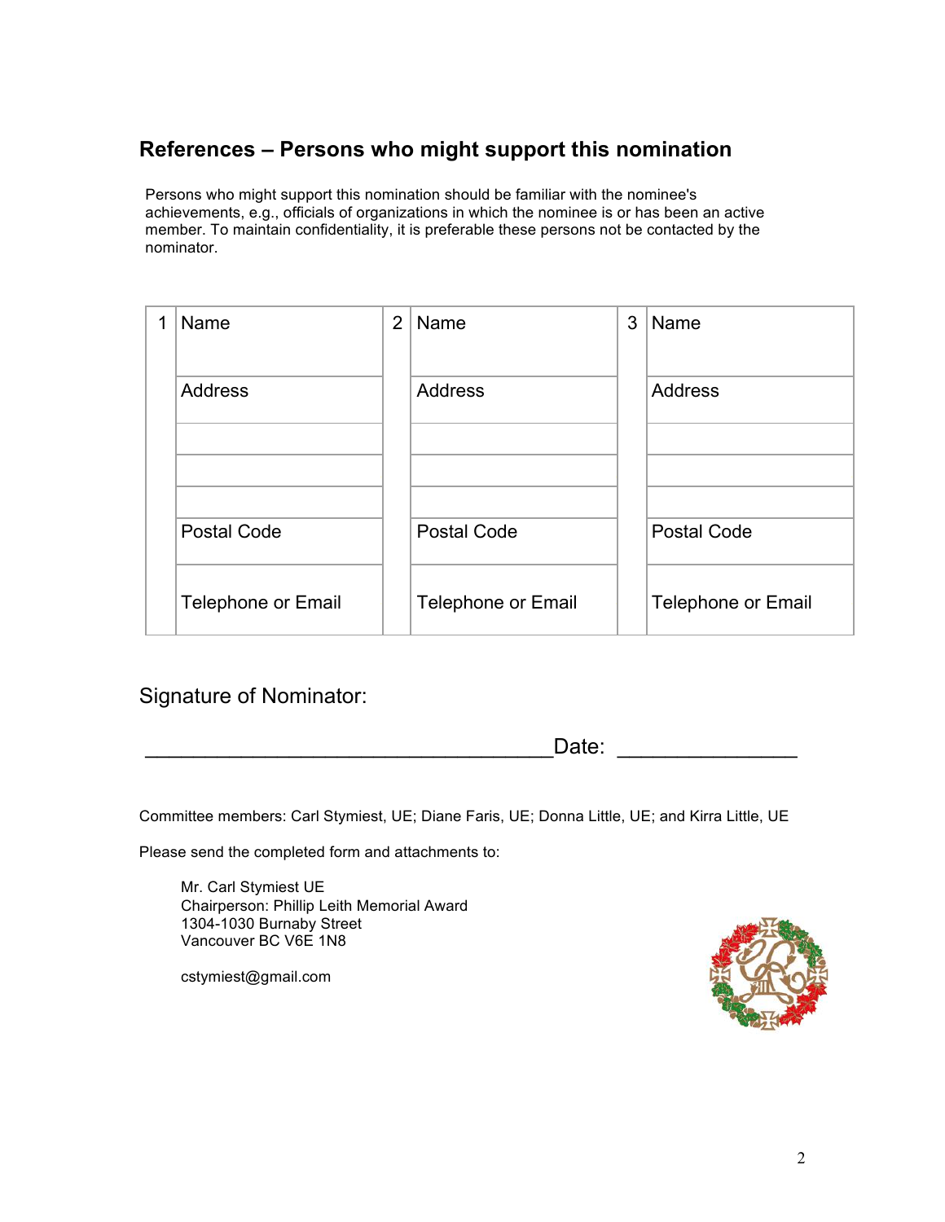## References – Persons who might support this nomination

Persons who might support this nomination should be familiar with the nominee's achievements, e.g., officials of organizations in which the nominee is or has been an active member. To maintain confidentiality, it is preferable these persons not be contacted by the nominator.

| | | | | | |
|---|---|---|---|---|---|
| 1 | Name | 2 | Name | 3 | Name |
| | Address | | Address | | Address |
| | | | | | |
| | | | | | |
| | | | | | |
| | Postal Code | | Postal Code | | Postal Code |
| | Telephone or Email | | Telephone or Email | | Telephone or Email |

Signature of Nominator:

__________________________________Date: _______________

Committee members: Carl Stymiest, UE; Diane Faris, UE; Donna Little, UE; and Kirra Little, UE

Please send the completed form and attachments to:

Mr. Carl Stymiest UE
Chairperson: Phillip Leith Memorial Award
1304-1030 Burnaby Street
Vancouver BC V6E 1N8

cstymiest@gmail.com